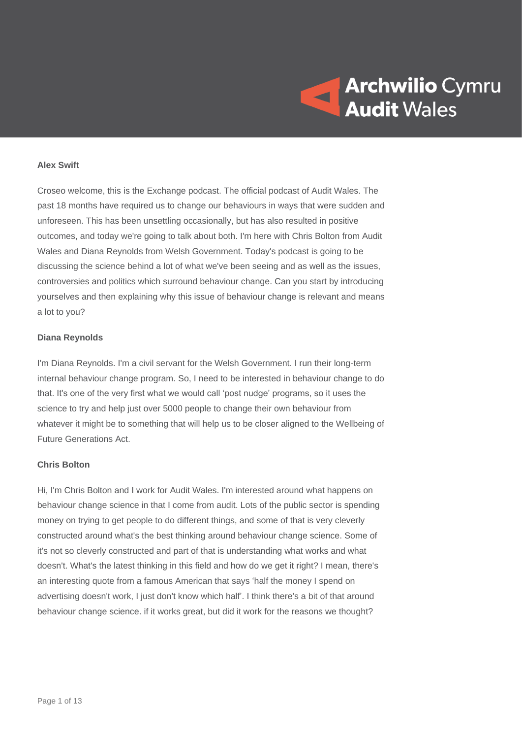**Alex Swift**

Croseo welcome, this is the Exchange podcast. The official podcast of Audit Wales. The past 18 months have required us to change our behaviours in ways that were sudden and unforeseen. This has been unsettling occasionally, but has also resulted in positive outcomes, and today we're going to talk about both. I'm here with Chris Bolton from Audit Wales and Diana Reynolds from Welsh Government. Today's podcast is going to be discussing the science behind a lot of what we've been seeing and as well as the issues, controversies and politics which surround behaviour change. Can you start by introducing yourselves and then explaining why this issue of behaviour change is relevant and means a lot to you?

**Diana Reynolds**

I'm Diana Reynolds. I'm a civil servant for the Welsh Government. I run their long-term internal behaviour change program. So, I need to be interested in behaviour change to do that. It's one of the very first what we would call 'post nudge' programs, so it uses the science to try and help just over 5000 people to change their own behaviour from whatever it might be to something that will help us to be closer aligned to the Wellbeing of Future Generations Act.

**Chris Bolton**

Hi, I'm Chris Bolton and I work for Audit Wales. I'm interested around what happens on behaviour change science in that I come from audit. Lots of the public sector is spending money on trying to get people to do different things, and some of that is very cleverly constructed around what's the best thinking around behaviour change science. Some of it's not so cleverly constructed and part of that is understanding what works and what doesn't. What's the latest thinking in this field and how do we get it right? I mean, there's an interesting quote from a famous American that says 'half the money I spend on advertising doesn't work, I just don't know which half'. I think there's a bit of that around behaviour change science. if it works great, but did it work for the reasons we thought?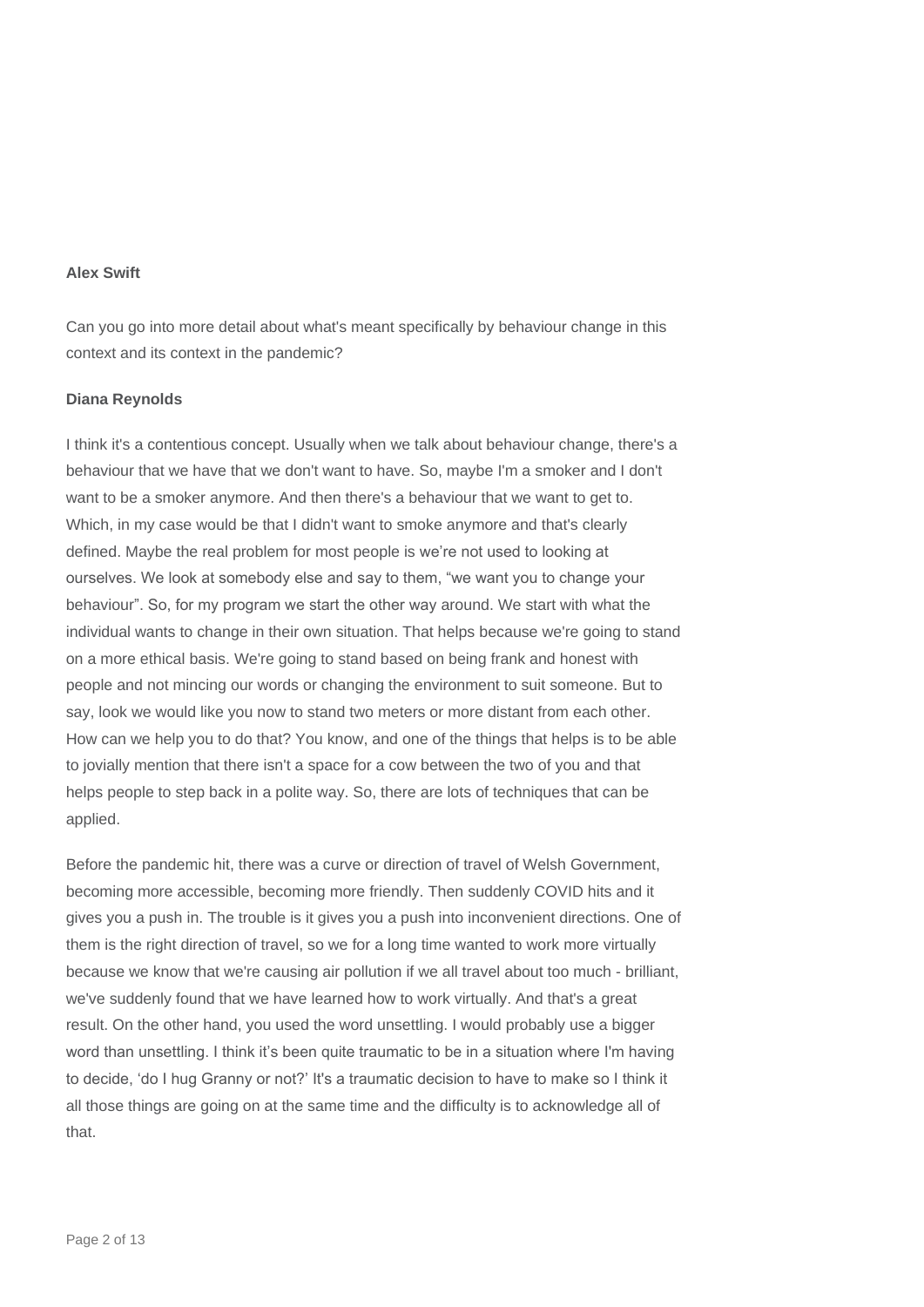**Alex Swift**

Can you go into more detail about what's meant specifically by behaviour change in this context and its context in the pandemic?

**Diana Reynolds**

I think it's a contentious concept. Usually when we talk about behaviour change, there's a behaviour that we have that we don't want to have. So, maybe I'm a smoker and I don't want to be a smoker anymore. And then there's a behaviour that we want to get to. Which, in my case would be that I didn't want to smoke anymore and that's clearly defined. Maybe the real problem for most people is we're not used to looking at ourselves. We look at somebody else and say to them, "we want you to change your behaviour". So, for my program we start the other way around. We start with what the individual wants to change in their own situation. That helps because we're going to stand on a more ethical basis. We're going to stand based on being frank and honest with people and not mincing our words or changing the environment to suit someone. But to say, look we would like you now to stand two meters or more distant from each other. How can we help you to do that? You know, and one of the things that helps is to be able to jovially mention that there isn't a space for a cow between the two of you and that helps people to step back in a polite way. So, there are lots of techniques that can be applied.

Before the pandemic hit, there was a curve or direction of travel of Welsh Government, becoming more accessible, becoming more friendly. Then suddenly COVID hits and it gives you a push in. The trouble is it gives you a push into inconvenient directions. One of them is the right direction of travel, so we for a long time wanted to work more virtually because we know that we're causing air pollution if we all travel about too much - brilliant, we've suddenly found that we have learned how to work virtually. And that's a great result. On the other hand, you used the word unsettling. I would probably use a bigger word than unsettling. I think it's been quite traumatic to be in a situation where I'm having to decide, 'do I hug Granny or not?' It's a traumatic decision to have to make so I think it all those things are going on at the same time and the difficulty is to acknowledge all of that.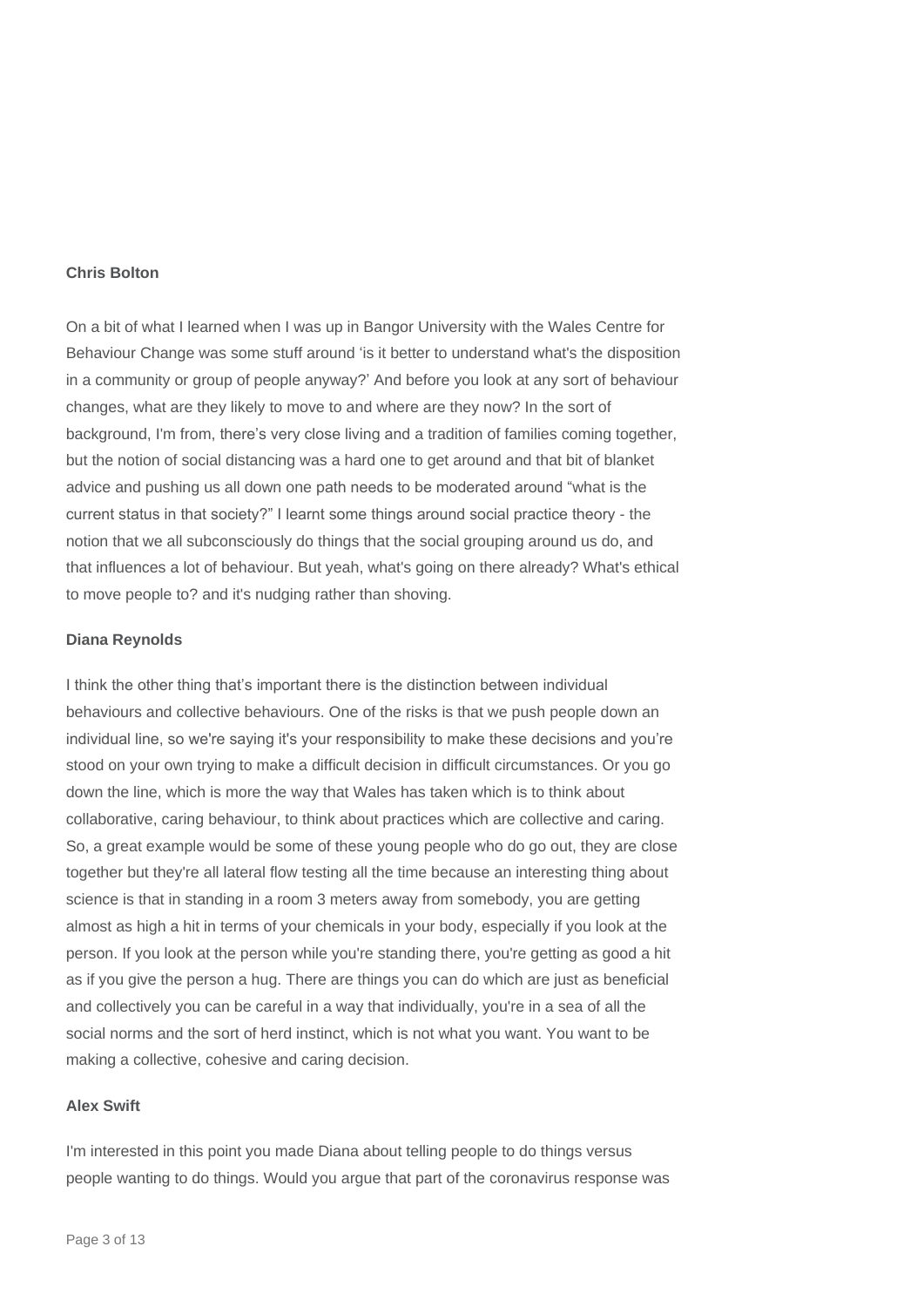**Chris Bolton**

On a bit of what I learned when I was up in Bangor University with the Wales Centre for Behaviour Change was some stuff around 'is it better to understand what's the disposition in a community or group of people anyway?' And before you look at any sort of behaviour changes, what are they likely to move to and where are they now? In the sort of background, I'm from, there's very close living and a tradition of families coming together, but the notion of social distancing was a hard one to get around and that bit of blanket advice and pushing us all down one path needs to be moderated around "what is the current status in that society?" I learnt some things around social practice theory - the notion that we all subconsciously do things that the social grouping around us do, and that influences a lot of behaviour. But yeah, what's going on there already? What's ethical to move people to? and it's nudging rather than shoving.

**Diana Reynolds**

I think the other thing that's important there is the distinction between individual behaviours and collective behaviours. One of the risks is that we push people down an individual line, so we're saying it's your responsibility to make these decisions and you're stood on your own trying to make a difficult decision in difficult circumstances. Or you go down the line, which is more the way that Wales has taken which is to think about collaborative, caring behaviour, to think about practices which are collective and caring. So, a great example would be some of these young people who do go out, they are close together but they're all lateral flow testing all the time because an interesting thing about science is that in standing in a room 3 meters away from somebody, you are getting almost as high a hit in terms of your chemicals in your body, especially if you look at the person. If you look at the person while you're standing there, you're getting as good a hit as if you give the person a hug. There are things you can do which are just as beneficial and collectively you can be careful in a way that individually, you're in a sea of all the social norms and the sort of herd instinct, which is not what you want. You want to be making a collective, cohesive and caring decision.

**Alex Swift**

I'm interested in this point you made Diana about telling people to do things versus people wanting to do things. Would you argue that part of the coronavirus response was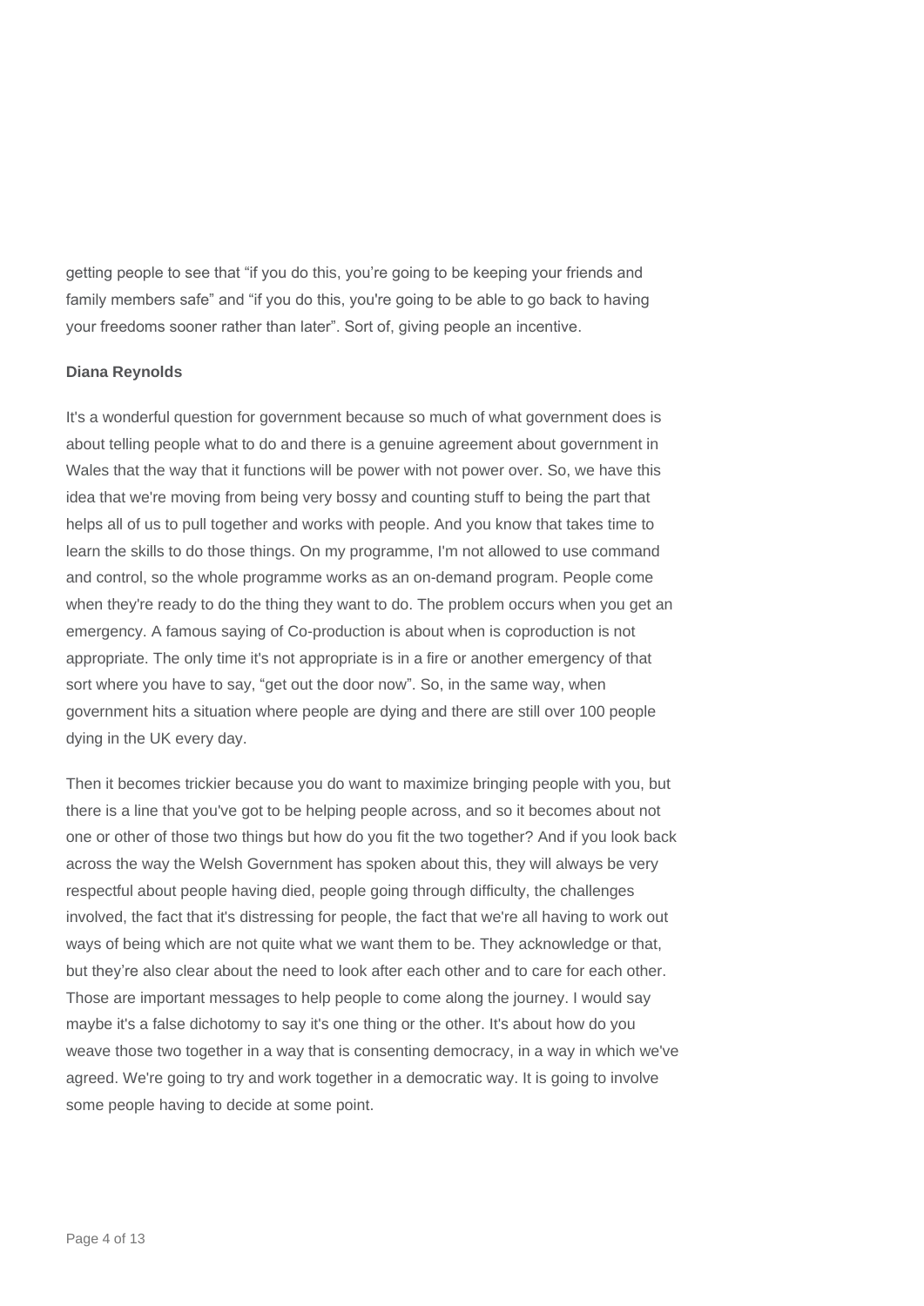getting people to see that "if you do this, you're going to be keeping your friends and family members safe" and "if you do this, you're going to be able to go back to having your freedoms sooner rather than later". Sort of, giving people an incentive.

**Diana Reynolds**

It's a wonderful question for government because so much of what government does is about telling people what to do and there is a genuine agreement about government in Wales that the way that it functions will be power with not power over. So, we have this idea that we're moving from being very bossy and counting stuff to being the part that helps all of us to pull together and works with people. And you know that takes time to learn the skills to do those things. On my programme, I'm not allowed to use command and control, so the whole programme works as an on-demand program. People come when they're ready to do the thing they want to do. The problem occurs when you get an emergency. A famous saying of Co-production is about when is coproduction is not appropriate. The only time it's not appropriate is in a fire or another emergency of that sort where you have to say, "get out the door now". So, in the same way, when government hits a situation where people are dying and there are still over 100 people dying in the UK every day.

Then it becomes trickier because you do want to maximize bringing people with you, but there is a line that you've got to be helping people across, and so it becomes about not one or other of those two things but how do you fit the two together? And if you look back across the way the Welsh Government has spoken about this, they will always be very respectful about people having died, people going through difficulty, the challenges involved, the fact that it's distressing for people, the fact that we're all having to work out ways of being which are not quite what we want them to be. They acknowledge or that, but they're also clear about the need to look after each other and to care for each other. Those are important messages to help people to come along the journey. I would say maybe it's a false dichotomy to say it's one thing or the other. It's about how do you weave those two together in a way that is consenting democracy, in a way in which we've agreed. We're going to try and work together in a democratic way. It is going to involve some people having to decide at some point.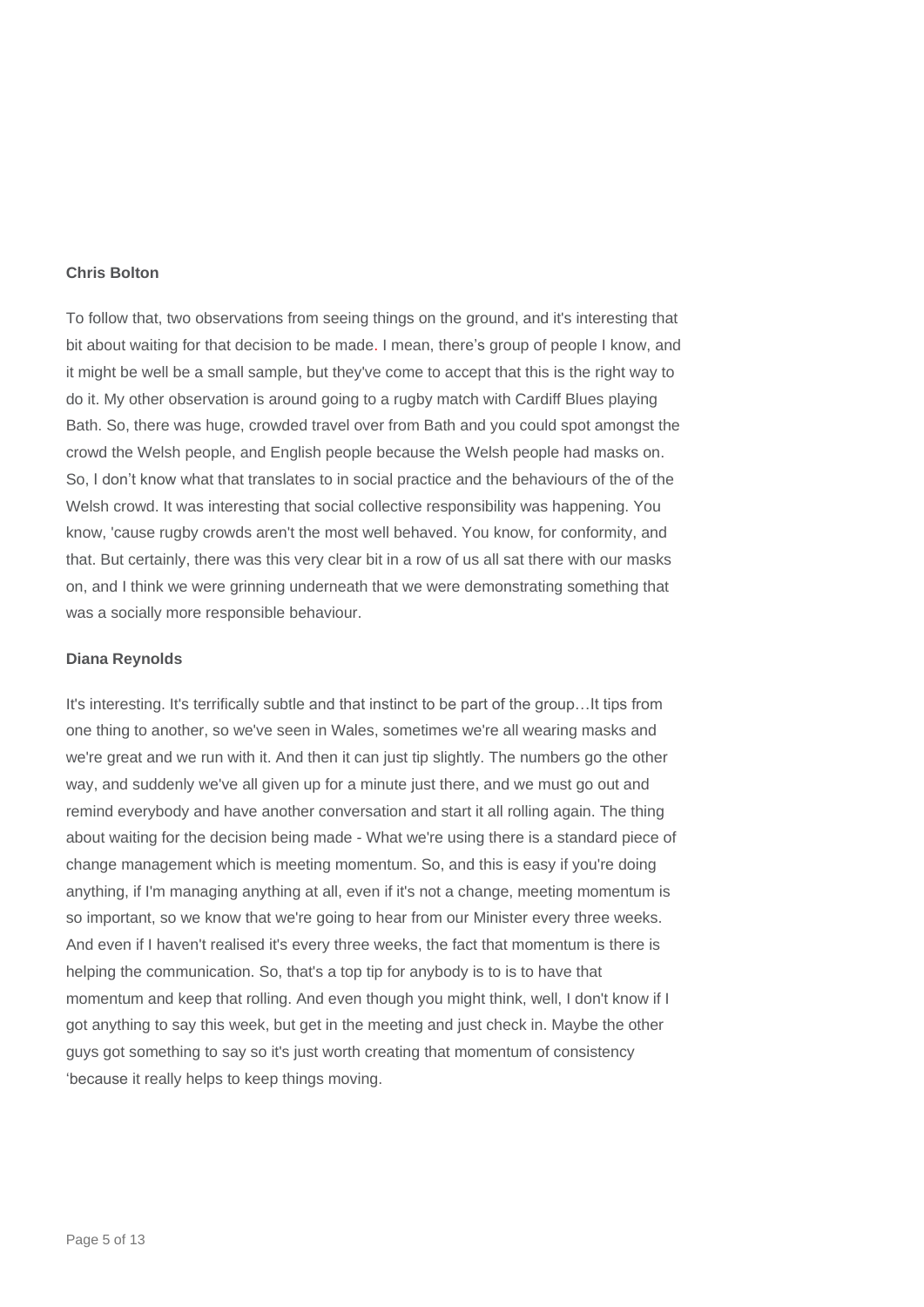**Chris Bolton**

To follow that, two observations from seeing things on the ground, and it's interesting that bit about waiting for that decision to be made. I mean, there's group of people I know, and it might be well be a small sample, but they've come to accept that this is the right way to do it. My other observation is around going to a rugby match with Cardiff Blues playing Bath. So, there was huge, crowded travel over from Bath and you could spot amongst the crowd the Welsh people, and English people because the Welsh people had masks on. So, I don't know what that translates to in social practice and the behaviours of the of the Welsh crowd. It was interesting that social collective responsibility was happening. You know, 'cause rugby crowds aren't the most well behaved. You know, for conformity, and that. But certainly, there was this very clear bit in a row of us all sat there with our masks on, and I think we were grinning underneath that we were demonstrating something that was a socially more responsible behaviour.

**Diana Reynolds**

It's interesting. It's terrifically subtle and that instinct to be part of the group…It tips from one thing to another, so we've seen in Wales, sometimes we're all wearing masks and we're great and we run with it. And then it can just tip slightly. The numbers go the other way, and suddenly we've all given up for a minute just there, and we must go out and remind everybody and have another conversation and start it all rolling again. The thing about waiting for the decision being made - What we're using there is a standard piece of change management which is meeting momentum. So, and this is easy if you're doing anything, if I'm managing anything at all, even if it's not a change, meeting momentum is so important, so we know that we're going to hear from our Minister every three weeks. And even if I haven't realised it's every three weeks, the fact that momentum is there is helping the communication. So, that's a top tip for anybody is to is to have that momentum and keep that rolling. And even though you might think, well, I don't know if I got anything to say this week, but get in the meeting and just check in. Maybe the other guys got something to say so it's just worth creating that momentum of consistency 'because it really helps to keep things moving.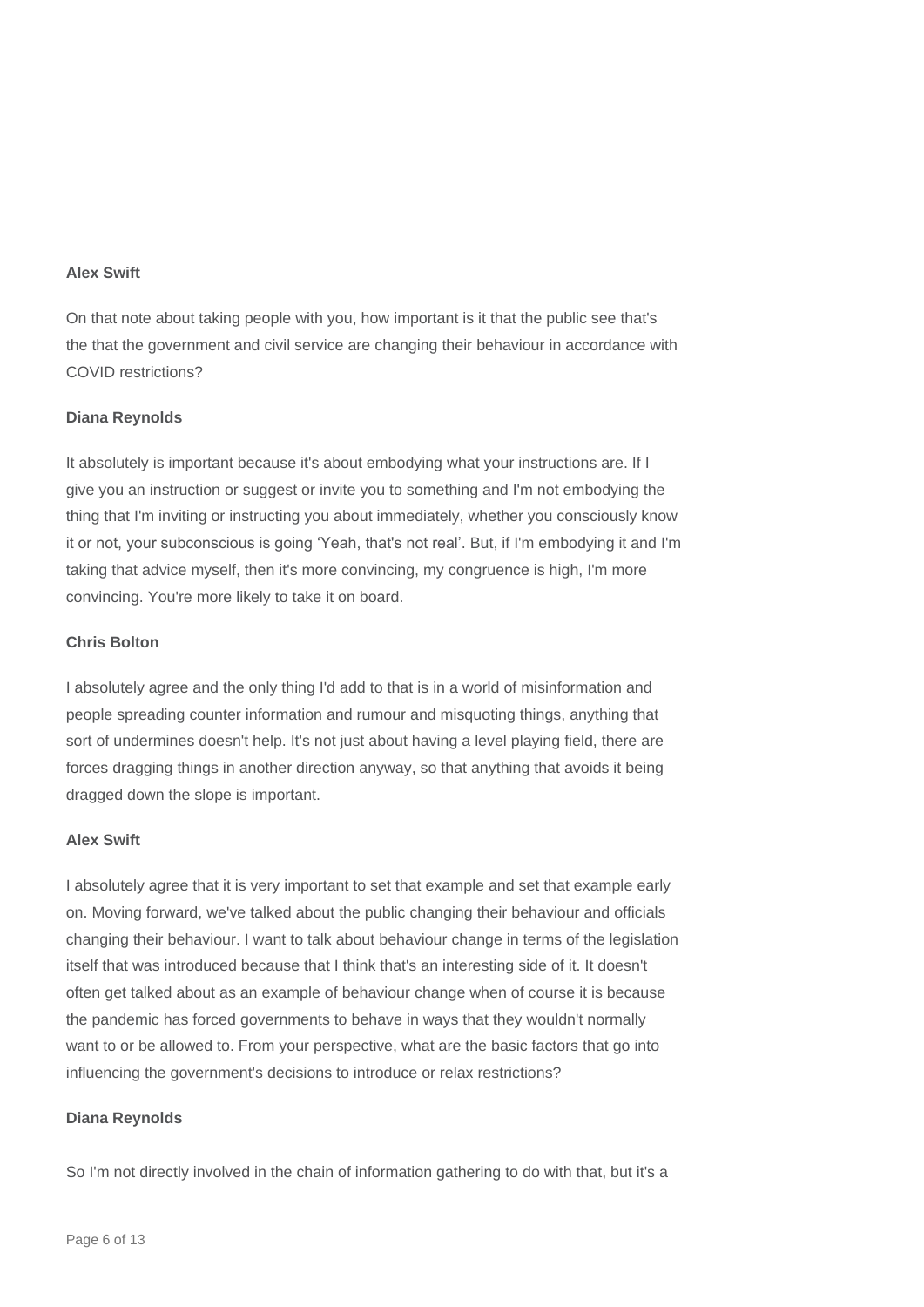**Alex Swift**

On that note about taking people with you, how important is it that the public see that's the that the government and civil service are changing their behaviour in accordance with COVID restrictions?

**Diana Reynolds**

It absolutely is important because it's about embodying what your instructions are. If I give you an instruction or suggest or invite you to something and I'm not embodying the thing that I'm inviting or instructing you about immediately, whether you consciously know it or not, your subconscious is going 'Yeah, that's not real'. But, if I'm embodying it and I'm taking that advice myself, then it's more convincing, my congruence is high, I'm more convincing. You're more likely to take it on board.

**Chris Bolton**

I absolutely agree and the only thing I'd add to that is in a world of misinformation and people spreading counter information and rumour and misquoting things, anything that sort of undermines doesn't help. It's not just about having a level playing field, there are forces dragging things in another direction anyway, so that anything that avoids it being dragged down the slope is important.

**Alex Swift**

I absolutely agree that it is very important to set that example and set that example early on. Moving forward, we've talked about the public changing their behaviour and officials changing their behaviour. I want to talk about behaviour change in terms of the legislation itself that was introduced because that I think that's an interesting side of it. It doesn't often get talked about as an example of behaviour change when of course it is because the pandemic has forced governments to behave in ways that they wouldn't normally want to or be allowed to. From your perspective, what are the basic factors that go into influencing the government's decisions to introduce or relax restrictions?

**Diana Reynolds**

So I'm not directly involved in the chain of information gathering to do with that, but it's a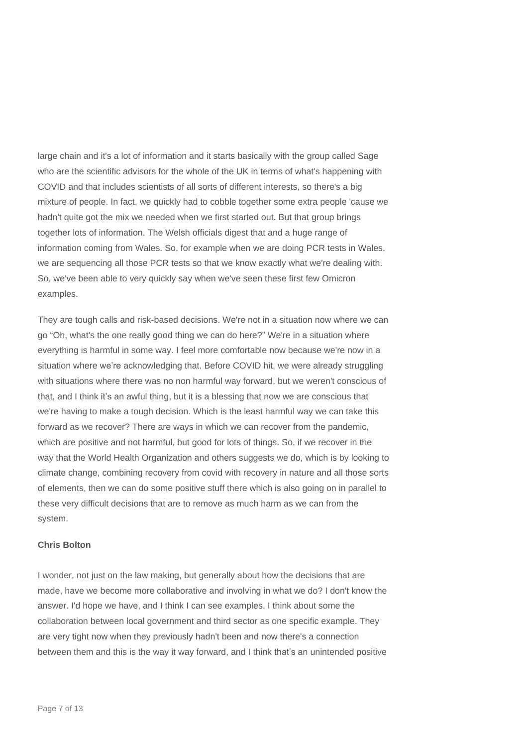large chain and it's a lot of information and it starts basically with the group called Sage who are the scientific advisors for the whole of the UK in terms of what's happening with COVID and that includes scientists of all sorts of different interests, so there's a big mixture of people. In fact, we quickly had to cobble together some extra people 'cause we hadn't quite got the mix we needed when we first started out. But that group brings together lots of information. The Welsh officials digest that and a huge range of information coming from Wales. So, for example when we are doing PCR tests in Wales, we are sequencing all those PCR tests so that we know exactly what we're dealing with. So, we've been able to very quickly say when we've seen these first few Omicron examples.

They are tough calls and risk-based decisions. We're not in a situation now where we can go "Oh, what's the one really good thing we can do here?" We're in a situation where everything is harmful in some way. I feel more comfortable now because we're now in a situation where we're acknowledging that. Before COVID hit, we were already struggling with situations where there was no non harmful way forward, but we weren't conscious of that, and I think it's an awful thing, but it is a blessing that now we are conscious that we're having to make a tough decision. Which is the least harmful way we can take this forward as we recover? There are ways in which we can recover from the pandemic, which are positive and not harmful, but good for lots of things. So, if we recover in the way that the World Health Organization and others suggests we do, which is by looking to climate change, combining recovery from covid with recovery in nature and all those sorts of elements, then we can do some positive stuff there which is also going on in parallel to these very difficult decisions that are to remove as much harm as we can from the system.

**Chris Bolton**

I wonder, not just on the law making, but generally about how the decisions that are made, have we become more collaborative and involving in what we do? I don't know the answer. I'd hope we have, and I think I can see examples. I think about some the collaboration between local government and third sector as one specific example. They are very tight now when they previously hadn't been and now there's a connection between them and this is the way it way forward, and I think that's an unintended positive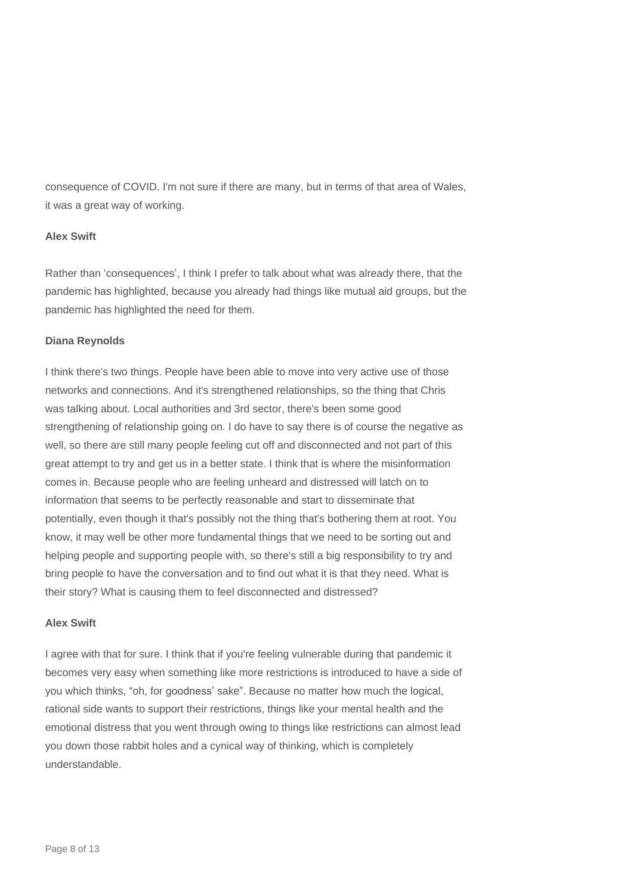consequence of COVID. I'm not sure if there are many, but in terms of that area of Wales, it was a great way of working.

**Alex Swift**

Rather than 'consequences', I think I prefer to talk about what was already there, that the pandemic has highlighted, because you already had things like mutual aid groups, but the pandemic has highlighted the need for them.

**Diana Reynolds**

I think there's two things. People have been able to move into very active use of those networks and connections. And it's strengthened relationships, so the thing that Chris was talking about. Local authorities and 3rd sector, there's been some good strengthening of relationship going on. I do have to say there is of course the negative as well, so there are still many people feeling cut off and disconnected and not part of this great attempt to try and get us in a better state. I think that is where the misinformation comes in. Because people who are feeling unheard and distressed will latch on to information that seems to be perfectly reasonable and start to disseminate that potentially, even though it that's possibly not the thing that's bothering them at root. You know, it may well be other more fundamental things that we need to be sorting out and helping people and supporting people with, so there's still a big responsibility to try and bring people to have the conversation and to find out what it is that they need. What is their story? What is causing them to feel disconnected and distressed?

**Alex Swift**

I agree with that for sure. I think that if you're feeling vulnerable during that pandemic it becomes very easy when something like more restrictions is introduced to have a side of you which thinks, "oh, for goodness' sake". Because no matter how much the logical, rational side wants to support their restrictions, things like your mental health and the emotional distress that you went through owing to things like restrictions can almost lead you down those rabbit holes and a cynical way of thinking, which is completely understandable.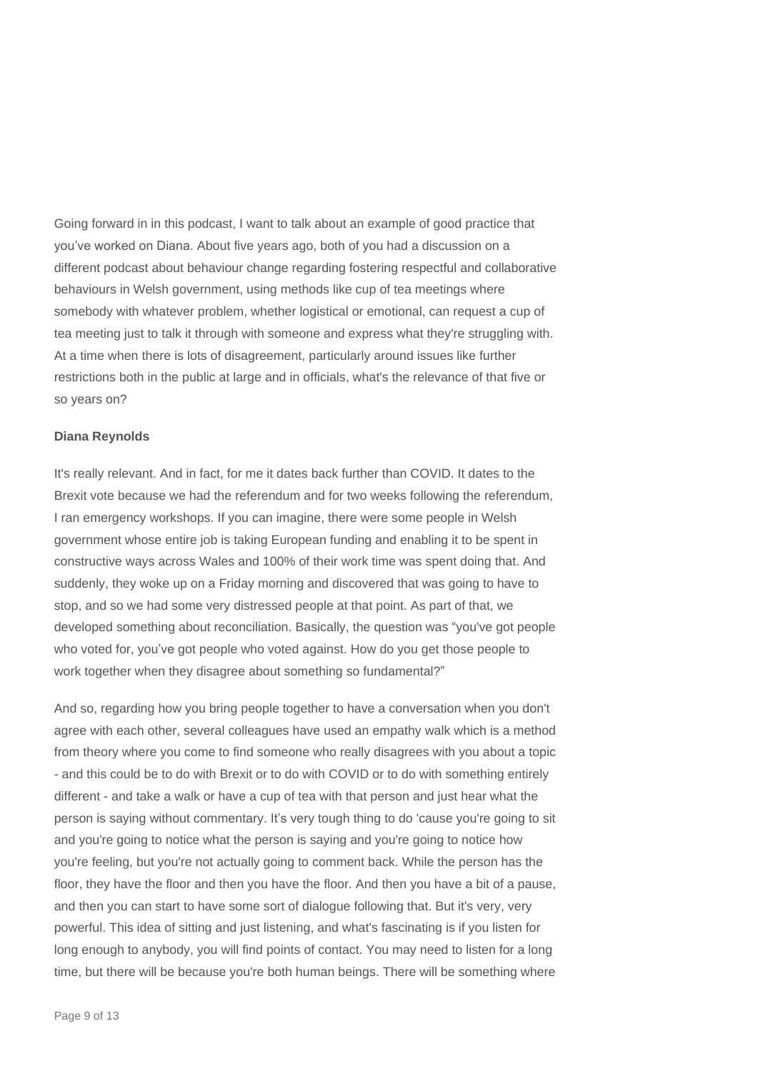Going forward in in this podcast, I want to talk about an example of good practice that you've worked on Diana. About five years ago, both of you had a discussion on a different podcast about behaviour change regarding fostering respectful and collaborative behaviours in Welsh government, using methods like cup of tea meetings where somebody with whatever problem, whether logistical or emotional, can request a cup of tea meeting just to talk it through with someone and express what they're struggling with. At a time when there is lots of disagreement, particularly around issues like further restrictions both in the public at large and in officials, what's the relevance of that five or so years on?

**Diana Reynolds**

It's really relevant. And in fact, for me it dates back further than COVID. It dates to the Brexit vote because we had the referendum and for two weeks following the referendum, I ran emergency workshops. If you can imagine, there were some people in Welsh government whose entire job is taking European funding and enabling it to be spent in constructive ways across Wales and 100% of their work time was spent doing that. And suddenly, they woke up on a Friday morning and discovered that was going to have to stop, and so we had some very distressed people at that point. As part of that, we developed something about reconciliation. Basically, the question was "you've got people who voted for, you've got people who voted against. How do you get those people to work together when they disagree about something so fundamental?"

And so, regarding how you bring people together to have a conversation when you don't agree with each other, several colleagues have used an empathy walk which is a method from theory where you come to find someone who really disagrees with you about a topic - and this could be to do with Brexit or to do with COVID or to do with something entirely different - and take a walk or have a cup of tea with that person and just hear what the person is saying without commentary. It's very tough thing to do 'cause you're going to sit and you're going to notice what the person is saying and you're going to notice how you're feeling, but you're not actually going to comment back. While the person has the floor, they have the floor and then you have the floor. And then you have a bit of a pause, and then you can start to have some sort of dialogue following that. But it's very, very powerful. This idea of sitting and just listening, and what's fascinating is if you listen for long enough to anybody, you will find points of contact. You may need to listen for a long time, but there will be because you're both human beings. There will be something where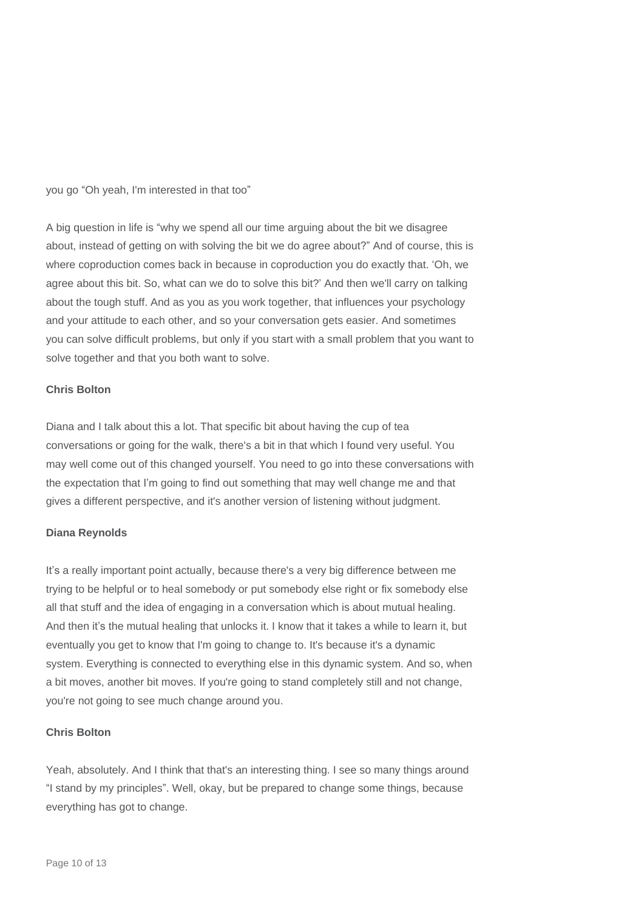you go “Oh yeah, I'm interested in that too”

A big question in life is “why we spend all our time arguing about the bit we disagree about, instead of getting on with solving the bit we do agree about?” And of course, this is where coproduction comes back in because in coproduction you do exactly that. ‘Oh, we agree about this bit. So, what can we do to solve this bit?’ And then we'll carry on talking about the tough stuff. And as you as you work together, that influences your psychology and your attitude to each other, and so your conversation gets easier. And sometimes you can solve difficult problems, but only if you start with a small problem that you want to solve together and that you both want to solve.

**Chris Bolton**

Diana and I talk about this a lot. That specific bit about having the cup of tea conversations or going for the walk, there's a bit in that which I found very useful. You may well come out of this changed yourself. You need to go into these conversations with the expectation that I’m going to find out something that may well change me and that gives a different perspective, and it's another version of listening without judgment.

**Diana Reynolds**

It’s a really important point actually, because there's a very big difference between me trying to be helpful or to heal somebody or put somebody else right or fix somebody else all that stuff and the idea of engaging in a conversation which is about mutual healing. And then it’s the mutual healing that unlocks it. I know that it takes a while to learn it, but eventually you get to know that I'm going to change to. It's because it's a dynamic system. Everything is connected to everything else in this dynamic system. And so, when a bit moves, another bit moves. If you're going to stand completely still and not change, you're not going to see much change around you.

**Chris Bolton**

Yeah, absolutely. And I think that that's an interesting thing. I see so many things around “I stand by my principles”. Well, okay, but be prepared to change some things, because everything has got to change.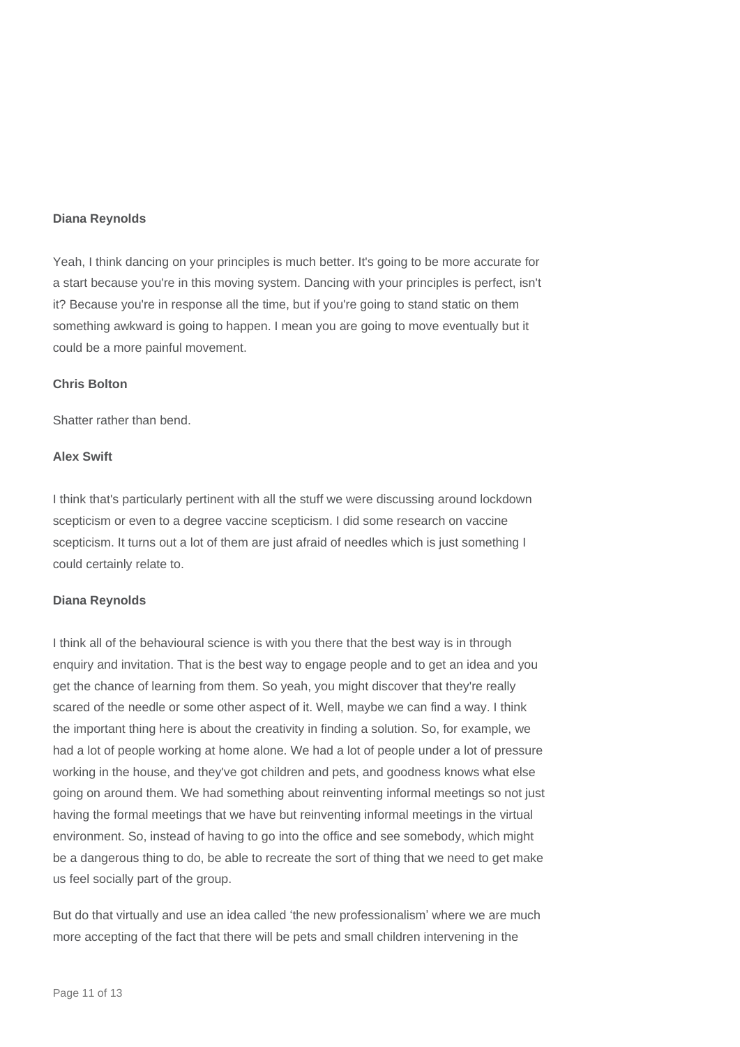**Diana Reynolds**

Yeah, I think dancing on your principles is much better. It's going to be more accurate for a start because you're in this moving system. Dancing with your principles is perfect, isn't it? Because you're in response all the time, but if you're going to stand static on them something awkward is going to happen. I mean you are going to move eventually but it could be a more painful movement.

**Chris Bolton**

Shatter rather than bend.

**Alex Swift**

I think that's particularly pertinent with all the stuff we were discussing around lockdown scepticism or even to a degree vaccine scepticism. I did some research on vaccine scepticism. It turns out a lot of them are just afraid of needles which is just something I could certainly relate to.

**Diana Reynolds**

I think all of the behavioural science is with you there that the best way is in through enquiry and invitation. That is the best way to engage people and to get an idea and you get the chance of learning from them. So yeah, you might discover that they're really scared of the needle or some other aspect of it. Well, maybe we can find a way. I think the important thing here is about the creativity in finding a solution. So, for example, we had a lot of people working at home alone. We had a lot of people under a lot of pressure working in the house, and they've got children and pets, and goodness knows what else going on around them. We had something about reinventing informal meetings so not just having the formal meetings that we have but reinventing informal meetings in the virtual environment. So, instead of having to go into the office and see somebody, which might be a dangerous thing to do, be able to recreate the sort of thing that we need to get make us feel socially part of the group.

But do that virtually and use an idea called 'the new professionalism' where we are much more accepting of the fact that there will be pets and small children intervening in the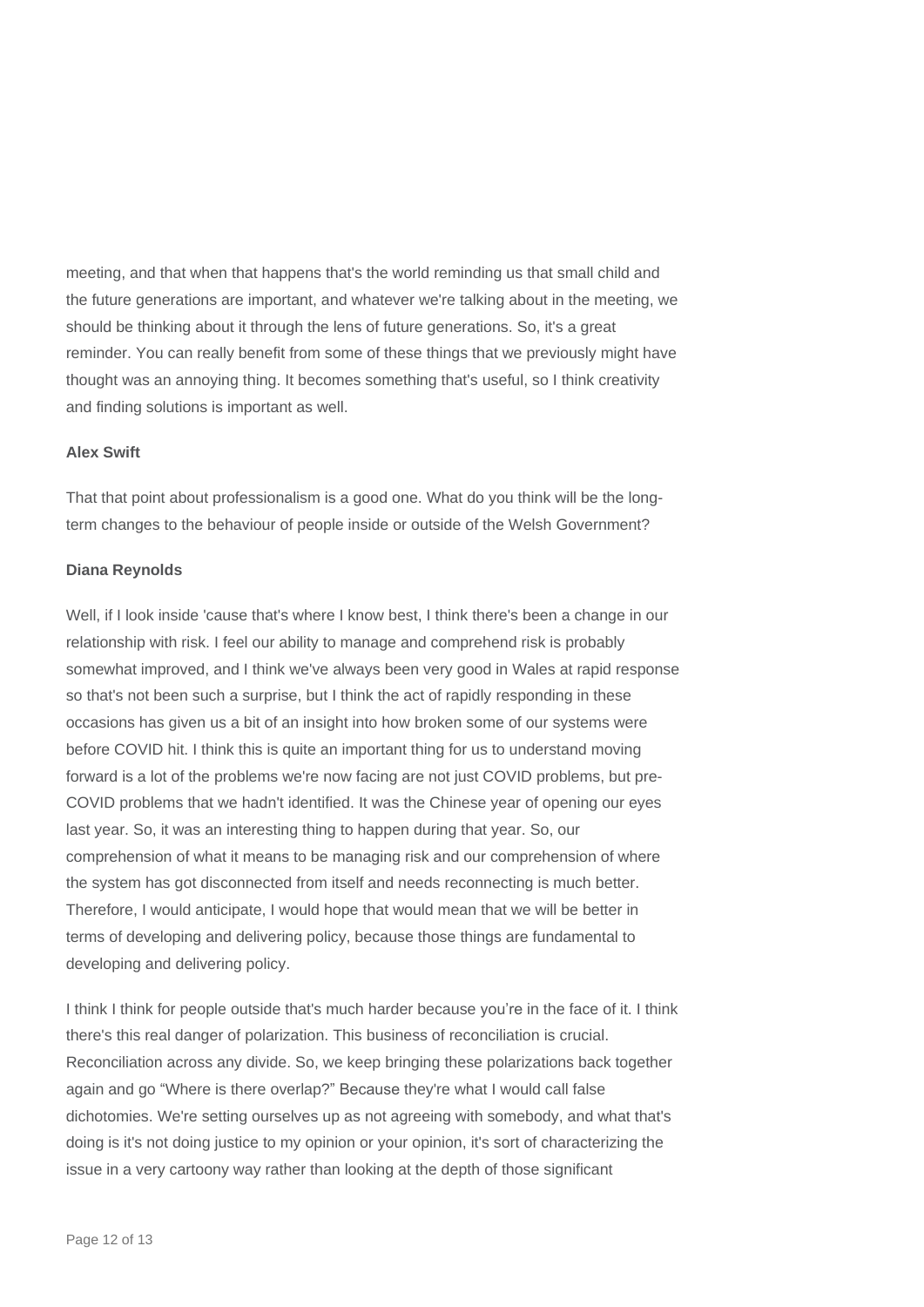meeting, and that when that happens that's the world reminding us that small child and the future generations are important, and whatever we're talking about in the meeting, we should be thinking about it through the lens of future generations. So, it's a great reminder. You can really benefit from some of these things that we previously might have thought was an annoying thing. It becomes something that's useful, so I think creativity and finding solutions is important as well.

**Alex Swift**

That that point about professionalism is a good one. What do you think will be the long-term changes to the behaviour of people inside or outside of the Welsh Government?

**Diana Reynolds**

Well, if I look inside 'cause that's where I know best, I think there's been a change in our relationship with risk. I feel our ability to manage and comprehend risk is probably somewhat improved, and I think we've always been very good in Wales at rapid response so that's not been such a surprise, but I think the act of rapidly responding in these occasions has given us a bit of an insight into how broken some of our systems were before COVID hit. I think this is quite an important thing for us to understand moving forward is a lot of the problems we're now facing are not just COVID problems, but pre-COVID problems that we hadn't identified. It was the Chinese year of opening our eyes last year. So, it was an interesting thing to happen during that year. So, our comprehension of what it means to be managing risk and our comprehension of where the system has got disconnected from itself and needs reconnecting is much better. Therefore, I would anticipate, I would hope that would mean that we will be better in terms of developing and delivering policy, because those things are fundamental to developing and delivering policy.

I think I think for people outside that's much harder because you're in the face of it. I think there's this real danger of polarization. This business of reconciliation is crucial. Reconciliation across any divide. So, we keep bringing these polarizations back together again and go "Where is there overlap?" Because they're what I would call false dichotomies. We're setting ourselves up as not agreeing with somebody, and what that's doing is it's not doing justice to my opinion or your opinion, it's sort of characterizing the issue in a very cartoony way rather than looking at the depth of those significant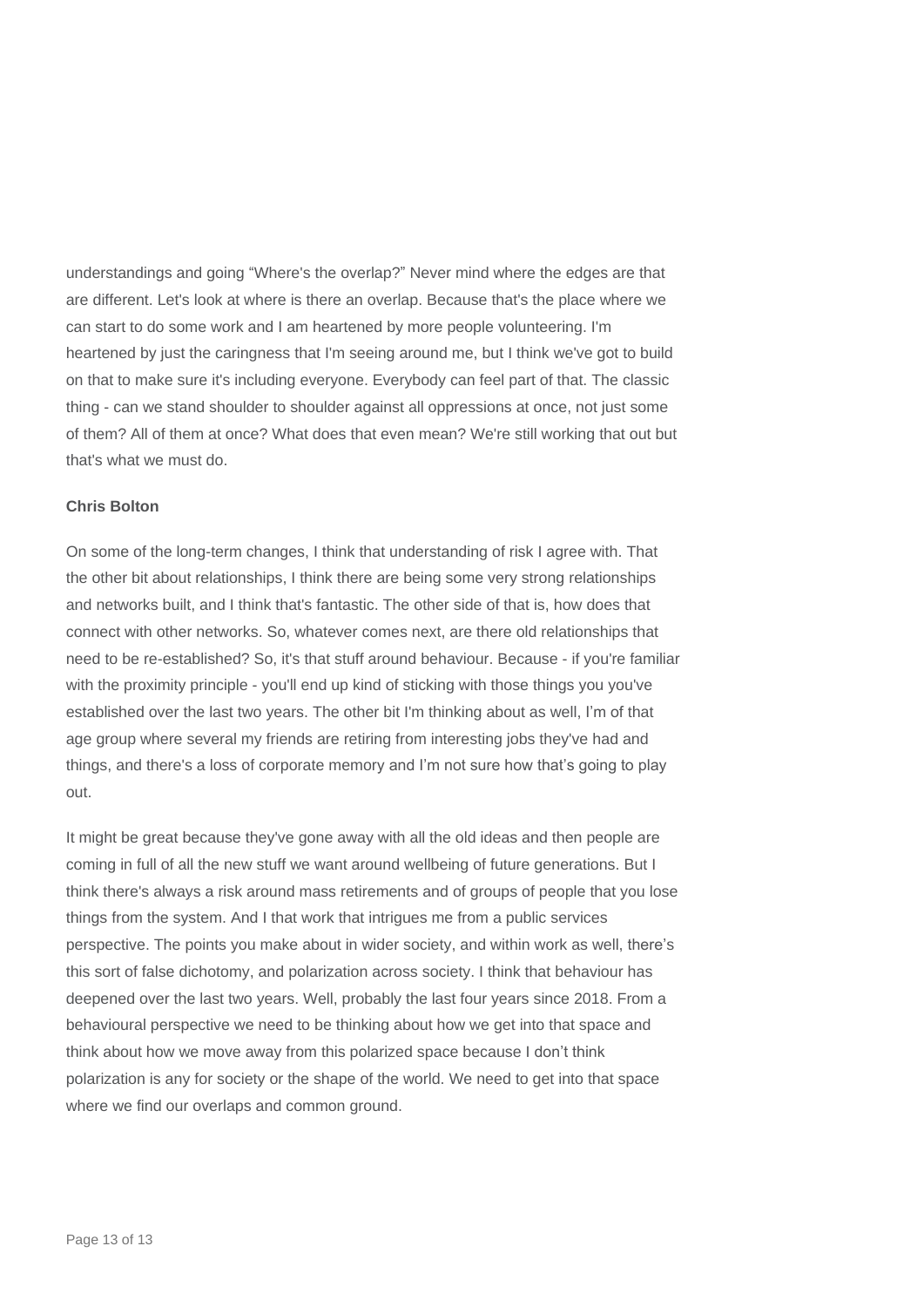understandings and going “Where's the overlap?” Never mind where the edges are that are different. Let's look at where is there an overlap. Because that's the place where we can start to do some work and I am heartened by more people volunteering. I'm heartened by just the caringness that I'm seeing around me, but I think we've got to build on that to make sure it's including everyone. Everybody can feel part of that. The classic thing - can we stand shoulder to shoulder against all oppressions at once, not just some of them? All of them at once? What does that even mean? We're still working that out but that's what we must do.

**Chris Bolton**

On some of the long-term changes, I think that understanding of risk I agree with. That the other bit about relationships, I think there are being some very strong relationships and networks built, and I think that's fantastic. The other side of that is, how does that connect with other networks. So, whatever comes next, are there old relationships that need to be re-established? So, it's that stuff around behaviour. Because - if you're familiar with the proximity principle - you'll end up kind of sticking with those things you you've established over the last two years. The other bit I'm thinking about as well, I’m of that age group where several my friends are retiring from interesting jobs they've had and things, and there's a loss of corporate memory and I’m not sure how that’s going to play out.

It might be great because they've gone away with all the old ideas and then people are coming in full of all the new stuff we want around wellbeing of future generations. But I think there's always a risk around mass retirements and of groups of people that you lose things from the system. And I that work that intrigues me from a public services perspective. The points you make about in wider society, and within work as well, there’s this sort of false dichotomy, and polarization across society. I think that behaviour has deepened over the last two years. Well, probably the last four years since 2018. From a behavioural perspective we need to be thinking about how we get into that space and think about how we move away from this polarized space because I don’t think polarization is any for society or the shape of the world. We need to get into that space where we find our overlaps and common ground.